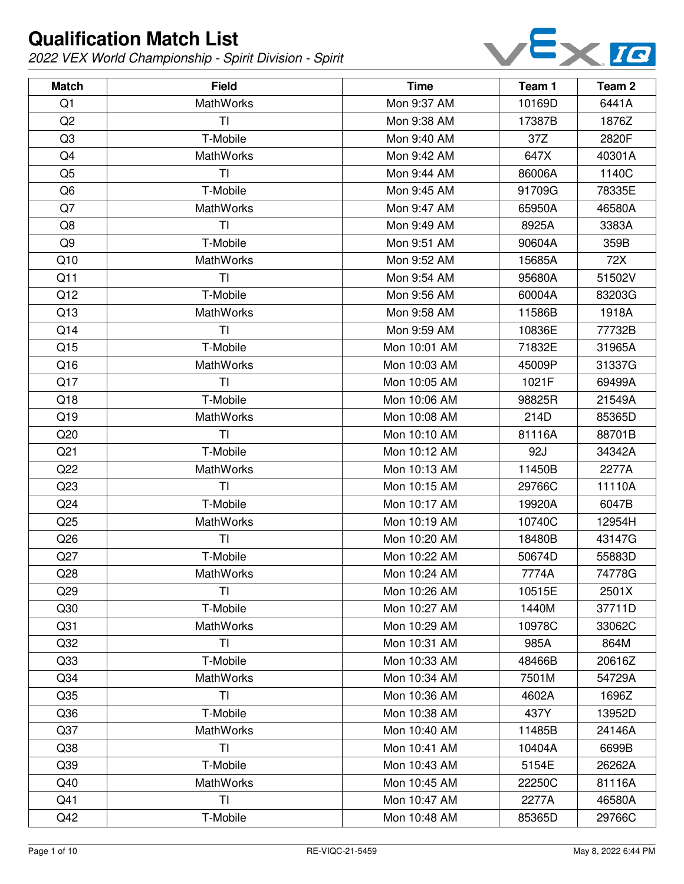# Qualification Match List

*2022 VEX World Championship - Spirit Division - Spirit*

| Match | Field | Time | Team 1 | Team 2 |
|---|---|---|---|---|
| Q1 | MathWorks | Mon 9:37 AM | 10169D | 6441A |
| Q2 | TI | Mon 9:38 AM | 17387B | 1876Z |
| Q3 | T-Mobile | Mon 9:40 AM | 37Z | 2820F |
| Q4 | MathWorks | Mon 9:42 AM | 647X | 40301A |
| Q5 | TI | Mon 9:44 AM | 86006A | 1140C |
| Q6 | T-Mobile | Mon 9:45 AM | 91709G | 78335E |
| Q7 | MathWorks | Mon 9:47 AM | 65950A | 46580A |
| Q8 | TI | Mon 9:49 AM | 8925A | 3383A |
| Q9 | T-Mobile | Mon 9:51 AM | 90604A | 359B |
| Q10 | MathWorks | Mon 9:52 AM | 15685A | 72X |
| Q11 | TI | Mon 9:54 AM | 95680A | 51502V |
| Q12 | T-Mobile | Mon 9:56 AM | 60004A | 83203G |
| Q13 | MathWorks | Mon 9:58 AM | 11586B | 1918A |
| Q14 | TI | Mon 9:59 AM | 10836E | 77732B |
| Q15 | T-Mobile | Mon 10:01 AM | 71832E | 31965A |
| Q16 | MathWorks | Mon 10:03 AM | 45009P | 31337G |
| Q17 | TI | Mon 10:05 AM | 1021F | 69499A |
| Q18 | T-Mobile | Mon 10:06 AM | 98825R | 21549A |
| Q19 | MathWorks | Mon 10:08 AM | 214D | 85365D |
| Q20 | TI | Mon 10:10 AM | 81116A | 88701B |
| Q21 | T-Mobile | Mon 10:12 AM | 92J | 34342A |
| Q22 | MathWorks | Mon 10:13 AM | 11450B | 2277A |
| Q23 | TI | Mon 10:15 AM | 29766C | 11110A |
| Q24 | T-Mobile | Mon 10:17 AM | 19920A | 6047B |
| Q25 | MathWorks | Mon 10:19 AM | 10740C | 12954H |
| Q26 | TI | Mon 10:20 AM | 18480B | 43147G |
| Q27 | T-Mobile | Mon 10:22 AM | 50674D | 55883D |
| Q28 | MathWorks | Mon 10:24 AM | 7774A | 74778G |
| Q29 | TI | Mon 10:26 AM | 10515E | 2501X |
| Q30 | T-Mobile | Mon 10:27 AM | 1440M | 37711D |
| Q31 | MathWorks | Mon 10:29 AM | 10978C | 33062C |
| Q32 | TI | Mon 10:31 AM | 985A | 864M |
| Q33 | T-Mobile | Mon 10:33 AM | 48466B | 20616Z |
| Q34 | MathWorks | Mon 10:34 AM | 7501M | 54729A |
| Q35 | TI | Mon 10:36 AM | 4602A | 1696Z |
| Q36 | T-Mobile | Mon 10:38 AM | 437Y | 13952D |
| Q37 | MathWorks | Mon 10:40 AM | 11485B | 24146A |
| Q38 | TI | Mon 10:41 AM | 10404A | 6699B |
| Q39 | T-Mobile | Mon 10:43 AM | 5154E | 26262A |
| Q40 | MathWorks | Mon 10:45 AM | 22250C | 81116A |
| Q41 | TI | Mon 10:47 AM | 2277A | 46580A |
| Q42 | T-Mobile | Mon 10:48 AM | 85365D | 29766C |

RE-VIQC-21-5459

May 8, 2022 6:44 PM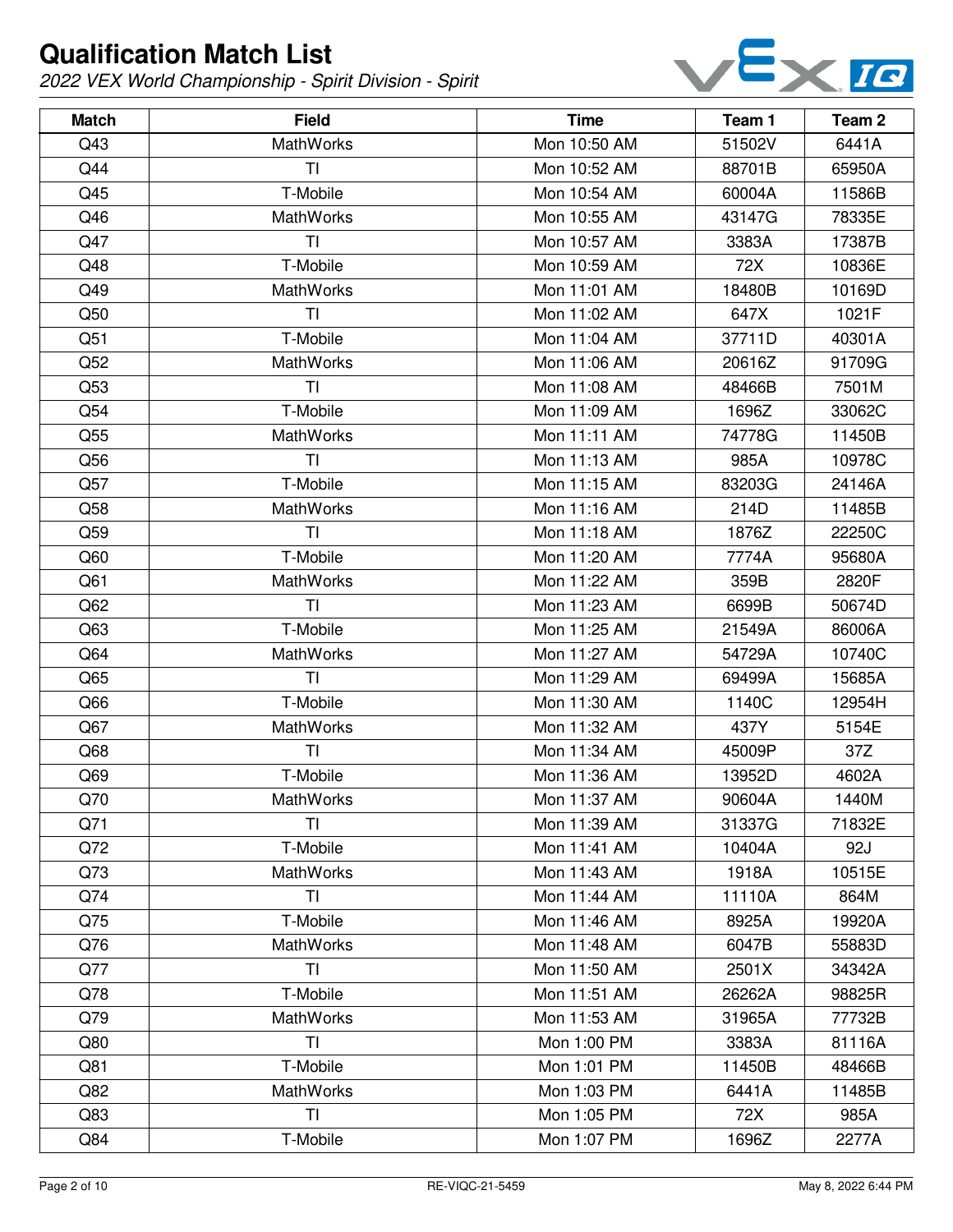# Qualification Match List

*2022 VEX World Championship - Spirit Division - Spirit*

| Match | Field | Time | Team 1 | Team 2 |
|---|---|---|---|---|
| Q43 | MathWorks | Mon 10:50 AM | 51502V | 6441A |
| Q44 | TI | Mon 10:52 AM | 88701B | 65950A |
| Q45 | T-Mobile | Mon 10:54 AM | 60004A | 11586B |
| Q46 | MathWorks | Mon 10:55 AM | 43147G | 78335E |
| Q47 | TI | Mon 10:57 AM | 3383A | 17387B |
| Q48 | T-Mobile | Mon 10:59 AM | 72X | 10836E |
| Q49 | MathWorks | Mon 11:01 AM | 18480B | 10169D |
| Q50 | TI | Mon 11:02 AM | 647X | 1021F |
| Q51 | T-Mobile | Mon 11:04 AM | 37711D | 40301A |
| Q52 | MathWorks | Mon 11:06 AM | 20616Z | 91709G |
| Q53 | TI | Mon 11:08 AM | 48466B | 7501M |
| Q54 | T-Mobile | Mon 11:09 AM | 1696Z | 33062C |
| Q55 | MathWorks | Mon 11:11 AM | 74778G | 11450B |
| Q56 | TI | Mon 11:13 AM | 985A | 10978C |
| Q57 | T-Mobile | Mon 11:15 AM | 83203G | 24146A |
| Q58 | MathWorks | Mon 11:16 AM | 214D | 11485B |
| Q59 | TI | Mon 11:18 AM | 1876Z | 22250C |
| Q60 | T-Mobile | Mon 11:20 AM | 7774A | 95680A |
| Q61 | MathWorks | Mon 11:22 AM | 359B | 2820F |
| Q62 | TI | Mon 11:23 AM | 6699B | 50674D |
| Q63 | T-Mobile | Mon 11:25 AM | 21549A | 86006A |
| Q64 | MathWorks | Mon 11:27 AM | 54729A | 10740C |
| Q65 | TI | Mon 11:29 AM | 69499A | 15685A |
| Q66 | T-Mobile | Mon 11:30 AM | 1140C | 12954H |
| Q67 | MathWorks | Mon 11:32 AM | 437Y | 5154E |
| Q68 | TI | Mon 11:34 AM | 45009P | 37Z |
| Q69 | T-Mobile | Mon 11:36 AM | 13952D | 4602A |
| Q70 | MathWorks | Mon 11:37 AM | 90604A | 1440M |
| Q71 | TI | Mon 11:39 AM | 31337G | 71832E |
| Q72 | T-Mobile | Mon 11:41 AM | 10404A | 92J |
| Q73 | MathWorks | Mon 11:43 AM | 1918A | 10515E |
| Q74 | TI | Mon 11:44 AM | 11110A | 864M |
| Q75 | T-Mobile | Mon 11:46 AM | 8925A | 19920A |
| Q76 | MathWorks | Mon 11:48 AM | 6047B | 55883D |
| Q77 | TI | Mon 11:50 AM | 2501X | 34342A |
| Q78 | T-Mobile | Mon 11:51 AM | 26262A | 98825R |
| Q79 | MathWorks | Mon 11:53 AM | 31965A | 77732B |
| Q80 | TI | Mon 1:00 PM | 3383A | 81116A |
| Q81 | T-Mobile | Mon 1:01 PM | 11450B | 48466B |
| Q82 | MathWorks | Mon 1:03 PM | 6441A | 11485B |
| Q83 | TI | Mon 1:05 PM | 72X | 985A |
| Q84 | T-Mobile | Mon 1:07 PM | 1696Z | 2277A |

RE-VIQC-21-5459 May 8, 2022 6:44 PM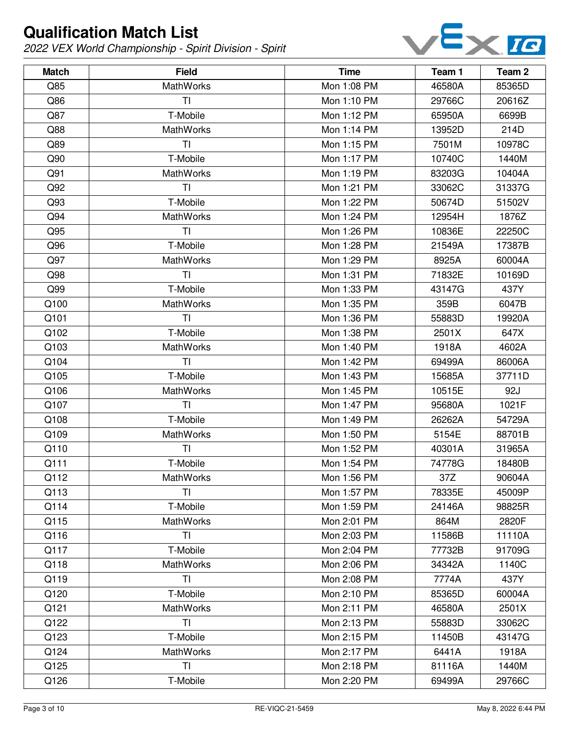# Qualification Match List

*2022 VEX World Championship - Spirit Division - Spirit*

| Match | Field | Time | Team 1 | Team 2 |
|---|---|---|---|---|
| Q85 | MathWorks | Mon 1:08 PM | 46580A | 85365D |
| Q86 | TI | Mon 1:10 PM | 29766C | 20616Z |
| Q87 | T-Mobile | Mon 1:12 PM | 65950A | 6699B |
| Q88 | MathWorks | Mon 1:14 PM | 13952D | 214D |
| Q89 | TI | Mon 1:15 PM | 7501M | 10978C |
| Q90 | T-Mobile | Mon 1:17 PM | 10740C | 1440M |
| Q91 | MathWorks | Mon 1:19 PM | 83203G | 10404A |
| Q92 | TI | Mon 1:21 PM | 33062C | 31337G |
| Q93 | T-Mobile | Mon 1:22 PM | 50674D | 51502V |
| Q94 | MathWorks | Mon 1:24 PM | 12954H | 1876Z |
| Q95 | TI | Mon 1:26 PM | 10836E | 22250C |
| Q96 | T-Mobile | Mon 1:28 PM | 21549A | 17387B |
| Q97 | MathWorks | Mon 1:29 PM | 8925A | 60004A |
| Q98 | TI | Mon 1:31 PM | 71832E | 10169D |
| Q99 | T-Mobile | Mon 1:33 PM | 43147G | 437Y |
| Q100 | MathWorks | Mon 1:35 PM | 359B | 6047B |
| Q101 | TI | Mon 1:36 PM | 55883D | 19920A |
| Q102 | T-Mobile | Mon 1:38 PM | 2501X | 647X |
| Q103 | MathWorks | Mon 1:40 PM | 1918A | 4602A |
| Q104 | TI | Mon 1:42 PM | 69499A | 86006A |
| Q105 | T-Mobile | Mon 1:43 PM | 15685A | 37711D |
| Q106 | MathWorks | Mon 1:45 PM | 10515E | 92J |
| Q107 | TI | Mon 1:47 PM | 95680A | 1021F |
| Q108 | T-Mobile | Mon 1:49 PM | 26262A | 54729A |
| Q109 | MathWorks | Mon 1:50 PM | 5154E | 88701B |
| Q110 | TI | Mon 1:52 PM | 40301A | 31965A |
| Q111 | T-Mobile | Mon 1:54 PM | 74778G | 18480B |
| Q112 | MathWorks | Mon 1:56 PM | 37Z | 90604A |
| Q113 | TI | Mon 1:57 PM | 78335E | 45009P |
| Q114 | T-Mobile | Mon 1:59 PM | 24146A | 98825R |
| Q115 | MathWorks | Mon 2:01 PM | 864M | 2820F |
| Q116 | TI | Mon 2:03 PM | 11586B | 11110A |
| Q117 | T-Mobile | Mon 2:04 PM | 77732B | 91709G |
| Q118 | MathWorks | Mon 2:06 PM | 34342A | 1140C |
| Q119 | TI | Mon 2:08 PM | 7774A | 437Y |
| Q120 | T-Mobile | Mon 2:10 PM | 85365D | 60004A |
| Q121 | MathWorks | Mon 2:11 PM | 46580A | 2501X |
| Q122 | TI | Mon 2:13 PM | 55883D | 33062C |
| Q123 | T-Mobile | Mon 2:15 PM | 11450B | 43147G |
| Q124 | MathWorks | Mon 2:17 PM | 6441A | 1918A |
| Q125 | TI | Mon 2:18 PM | 81116A | 1440M |
| Q126 | T-Mobile | Mon 2:20 PM | 69499A | 29766C |

RE-VIQC-21-5459

May 8, 2022 6:44 PM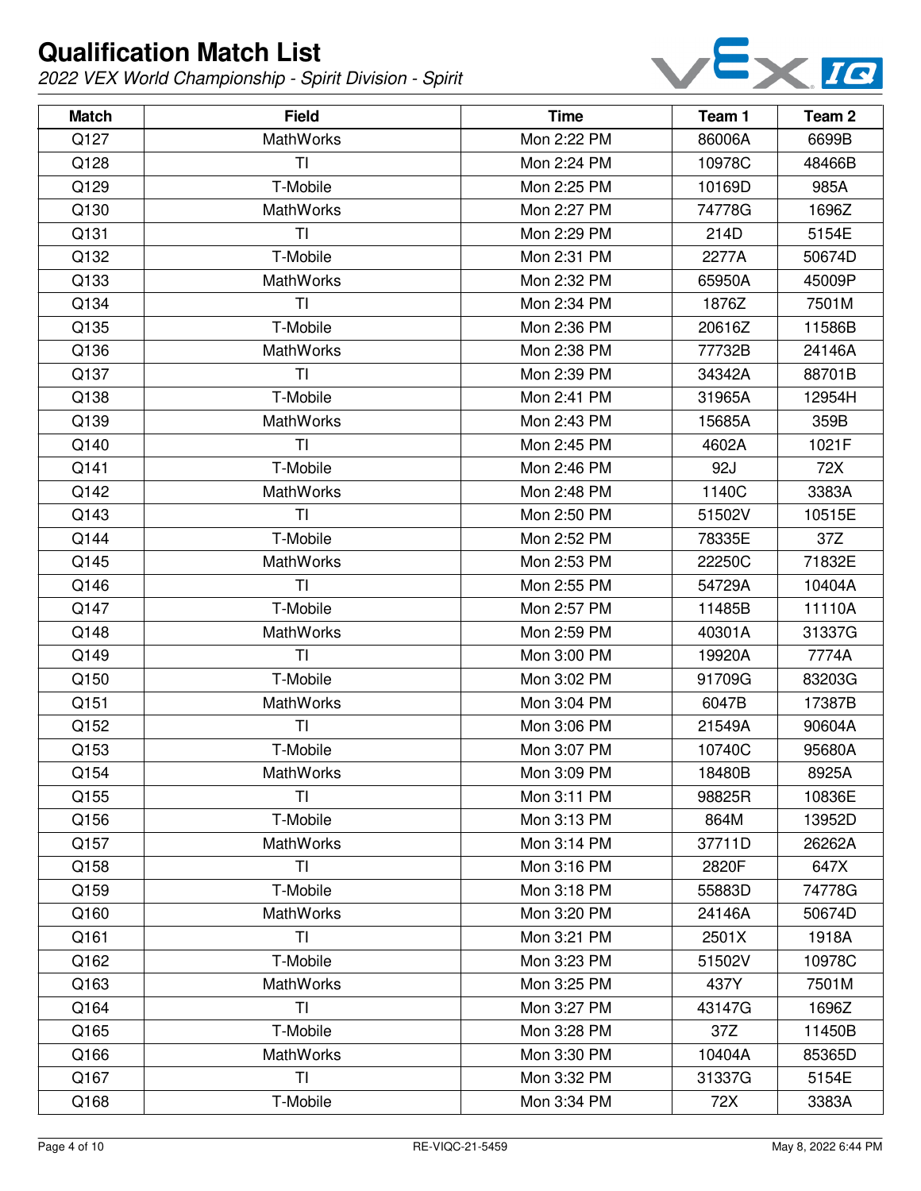# Qualification Match List

*2022 VEX World Championship - Spirit Division - Spirit*

| Match | Field | Time | Team 1 | Team 2 |
|---|---|---|---|---|
| Q127 | MathWorks | Mon 2:22 PM | 86006A | 6699B |
| Q128 | TI | Mon 2:24 PM | 10978C | 48466B |
| Q129 | T-Mobile | Mon 2:25 PM | 10169D | 985A |
| Q130 | MathWorks | Mon 2:27 PM | 74778G | 1696Z |
| Q131 | TI | Mon 2:29 PM | 214D | 5154E |
| Q132 | T-Mobile | Mon 2:31 PM | 2277A | 50674D |
| Q133 | MathWorks | Mon 2:32 PM | 65950A | 45009P |
| Q134 | TI | Mon 2:34 PM | 1876Z | 7501M |
| Q135 | T-Mobile | Mon 2:36 PM | 20616Z | 11586B |
| Q136 | MathWorks | Mon 2:38 PM | 77732B | 24146A |
| Q137 | TI | Mon 2:39 PM | 34342A | 88701B |
| Q138 | T-Mobile | Mon 2:41 PM | 31965A | 12954H |
| Q139 | MathWorks | Mon 2:43 PM | 15685A | 359B |
| Q140 | TI | Mon 2:45 PM | 4602A | 1021F |
| Q141 | T-Mobile | Mon 2:46 PM | 92J | 72X |
| Q142 | MathWorks | Mon 2:48 PM | 1140C | 3383A |
| Q143 | TI | Mon 2:50 PM | 51502V | 10515E |
| Q144 | T-Mobile | Mon 2:52 PM | 78335E | 37Z |
| Q145 | MathWorks | Mon 2:53 PM | 22250C | 71832E |
| Q146 | TI | Mon 2:55 PM | 54729A | 10404A |
| Q147 | T-Mobile | Mon 2:57 PM | 11485B | 11110A |
| Q148 | MathWorks | Mon 2:59 PM | 40301A | 31337G |
| Q149 | TI | Mon 3:00 PM | 19920A | 7774A |
| Q150 | T-Mobile | Mon 3:02 PM | 91709G | 83203G |
| Q151 | MathWorks | Mon 3:04 PM | 6047B | 17387B |
| Q152 | TI | Mon 3:06 PM | 21549A | 90604A |
| Q153 | T-Mobile | Mon 3:07 PM | 10740C | 95680A |
| Q154 | MathWorks | Mon 3:09 PM | 18480B | 8925A |
| Q155 | TI | Mon 3:11 PM | 98825R | 10836E |
| Q156 | T-Mobile | Mon 3:13 PM | 864M | 13952D |
| Q157 | MathWorks | Mon 3:14 PM | 37711D | 26262A |
| Q158 | TI | Mon 3:16 PM | 2820F | 647X |
| Q159 | T-Mobile | Mon 3:18 PM | 55883D | 74778G |
| Q160 | MathWorks | Mon 3:20 PM | 24146A | 50674D |
| Q161 | TI | Mon 3:21 PM | 2501X | 1918A |
| Q162 | T-Mobile | Mon 3:23 PM | 51502V | 10978C |
| Q163 | MathWorks | Mon 3:25 PM | 437Y | 7501M |
| Q164 | TI | Mon 3:27 PM | 43147G | 1696Z |
| Q165 | T-Mobile | Mon 3:28 PM | 37Z | 11450B |
| Q166 | MathWorks | Mon 3:30 PM | 10404A | 85365D |
| Q167 | TI | Mon 3:32 PM | 31337G | 5154E |
| Q168 | T-Mobile | Mon 3:34 PM | 72X | 3383A |

RE-VIQC-21-5459

May 8, 2022 6:44 PM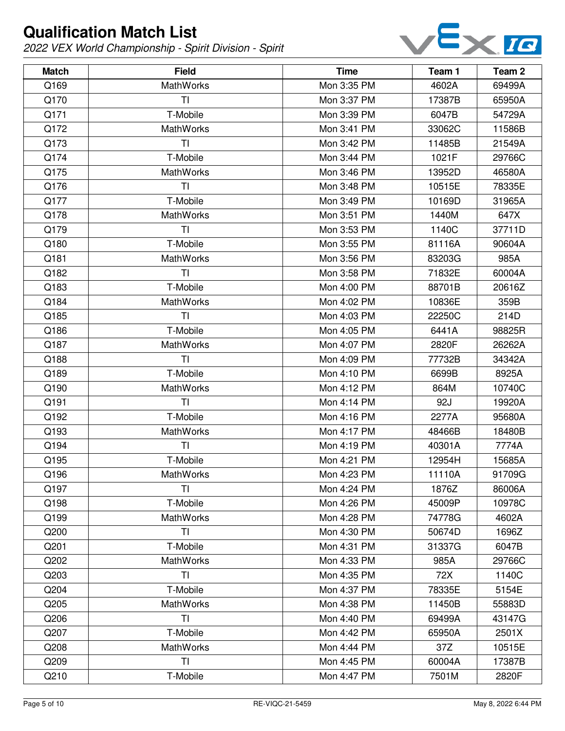# Qualification Match List

*2022 VEX World Championship - Spirit Division - Spirit*

| Match | Field | Time | Team 1 | Team 2 |
|---|---|---|---|---|
| Q169 | MathWorks | Mon 3:35 PM | 4602A | 69499A |
| Q170 | TI | Mon 3:37 PM | 17387B | 65950A |
| Q171 | T-Mobile | Mon 3:39 PM | 6047B | 54729A |
| Q172 | MathWorks | Mon 3:41 PM | 33062C | 11586B |
| Q173 | TI | Mon 3:42 PM | 11485B | 21549A |
| Q174 | T-Mobile | Mon 3:44 PM | 1021F | 29766C |
| Q175 | MathWorks | Mon 3:46 PM | 13952D | 46580A |
| Q176 | TI | Mon 3:48 PM | 10515E | 78335E |
| Q177 | T-Mobile | Mon 3:49 PM | 10169D | 31965A |
| Q178 | MathWorks | Mon 3:51 PM | 1440M | 647X |
| Q179 | TI | Mon 3:53 PM | 1140C | 37711D |
| Q180 | T-Mobile | Mon 3:55 PM | 81116A | 90604A |
| Q181 | MathWorks | Mon 3:56 PM | 83203G | 985A |
| Q182 | TI | Mon 3:58 PM | 71832E | 60004A |
| Q183 | T-Mobile | Mon 4:00 PM | 88701B | 20616Z |
| Q184 | MathWorks | Mon 4:02 PM | 10836E | 359B |
| Q185 | TI | Mon 4:03 PM | 22250C | 214D |
| Q186 | T-Mobile | Mon 4:05 PM | 6441A | 98825R |
| Q187 | MathWorks | Mon 4:07 PM | 2820F | 26262A |
| Q188 | TI | Mon 4:09 PM | 77732B | 34342A |
| Q189 | T-Mobile | Mon 4:10 PM | 6699B | 8925A |
| Q190 | MathWorks | Mon 4:12 PM | 864M | 10740C |
| Q191 | TI | Mon 4:14 PM | 92J | 19920A |
| Q192 | T-Mobile | Mon 4:16 PM | 2277A | 95680A |
| Q193 | MathWorks | Mon 4:17 PM | 48466B | 18480B |
| Q194 | TI | Mon 4:19 PM | 40301A | 7774A |
| Q195 | T-Mobile | Mon 4:21 PM | 12954H | 15685A |
| Q196 | MathWorks | Mon 4:23 PM | 11110A | 91709G |
| Q197 | TI | Mon 4:24 PM | 1876Z | 86006A |
| Q198 | T-Mobile | Mon 4:26 PM | 45009P | 10978C |
| Q199 | MathWorks | Mon 4:28 PM | 74778G | 4602A |
| Q200 | TI | Mon 4:30 PM | 50674D | 1696Z |
| Q201 | T-Mobile | Mon 4:31 PM | 31337G | 6047B |
| Q202 | MathWorks | Mon 4:33 PM | 985A | 29766C |
| Q203 | TI | Mon 4:35 PM | 72X | 1140C |
| Q204 | T-Mobile | Mon 4:37 PM | 78335E | 5154E |
| Q205 | MathWorks | Mon 4:38 PM | 11450B | 55883D |
| Q206 | TI | Mon 4:40 PM | 69499A | 43147G |
| Q207 | T-Mobile | Mon 4:42 PM | 65950A | 2501X |
| Q208 | MathWorks | Mon 4:44 PM | 37Z | 10515E |
| Q209 | TI | Mon 4:45 PM | 60004A | 17387B |
| Q210 | T-Mobile | Mon 4:47 PM | 7501M | 2820F |

RE-VIQC-21-5459 May 8, 2022 6:44 PM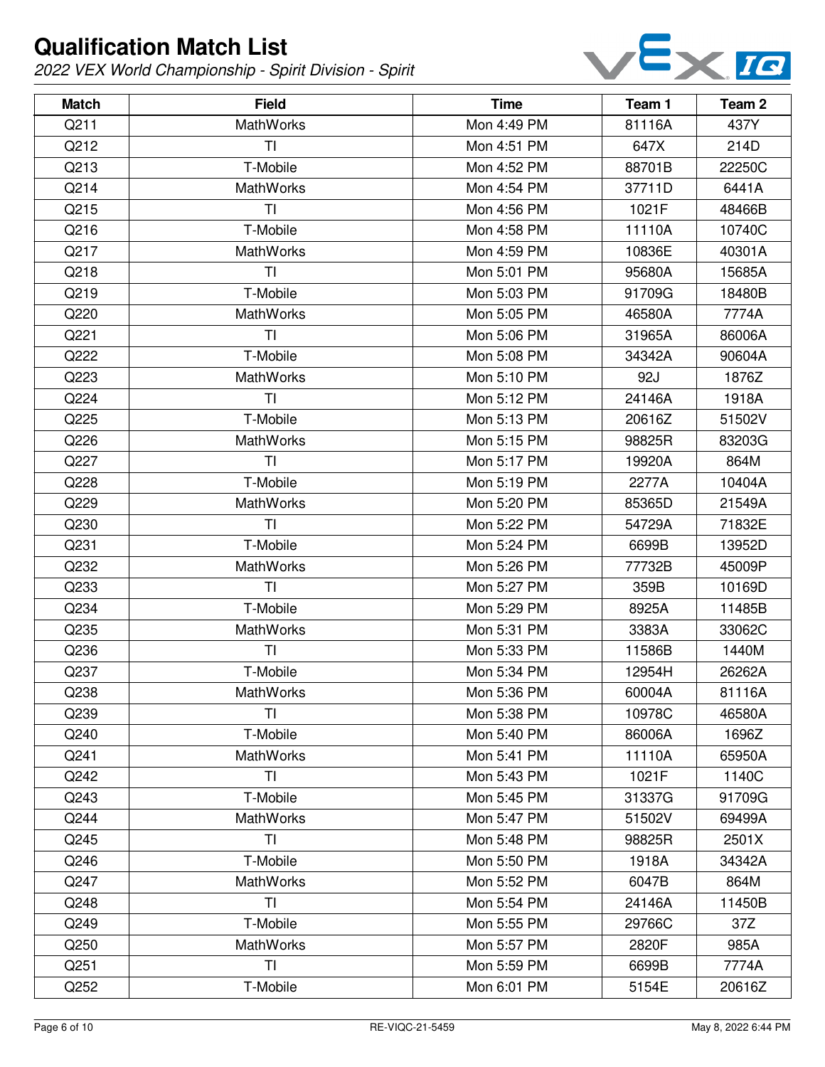# Qualification Match List

*2022 VEX World Championship - Spirit Division - Spirit*

| Match | Field | Time | Team 1 | Team 2 |
|---|---|---|---|---|
| Q211 | MathWorks | Mon 4:49 PM | 81116A | 437Y |
| Q212 | TI | Mon 4:51 PM | 647X | 214D |
| Q213 | T-Mobile | Mon 4:52 PM | 88701B | 22250C |
| Q214 | MathWorks | Mon 4:54 PM | 37711D | 6441A |
| Q215 | TI | Mon 4:56 PM | 1021F | 48466B |
| Q216 | T-Mobile | Mon 4:58 PM | 11110A | 10740C |
| Q217 | MathWorks | Mon 4:59 PM | 10836E | 40301A |
| Q218 | TI | Mon 5:01 PM | 95680A | 15685A |
| Q219 | T-Mobile | Mon 5:03 PM | 91709G | 18480B |
| Q220 | MathWorks | Mon 5:05 PM | 46580A | 7774A |
| Q221 | TI | Mon 5:06 PM | 31965A | 86006A |
| Q222 | T-Mobile | Mon 5:08 PM | 34342A | 90604A |
| Q223 | MathWorks | Mon 5:10 PM | 92J | 1876Z |
| Q224 | TI | Mon 5:12 PM | 24146A | 1918A |
| Q225 | T-Mobile | Mon 5:13 PM | 20616Z | 51502V |
| Q226 | MathWorks | Mon 5:15 PM | 98825R | 83203G |
| Q227 | TI | Mon 5:17 PM | 19920A | 864M |
| Q228 | T-Mobile | Mon 5:19 PM | 2277A | 10404A |
| Q229 | MathWorks | Mon 5:20 PM | 85365D | 21549A |
| Q230 | TI | Mon 5:22 PM | 54729A | 71832E |
| Q231 | T-Mobile | Mon 5:24 PM | 6699B | 13952D |
| Q232 | MathWorks | Mon 5:26 PM | 77732B | 45009P |
| Q233 | TI | Mon 5:27 PM | 359B | 10169D |
| Q234 | T-Mobile | Mon 5:29 PM | 8925A | 11485B |
| Q235 | MathWorks | Mon 5:31 PM | 3383A | 33062C |
| Q236 | TI | Mon 5:33 PM | 11586B | 1440M |
| Q237 | T-Mobile | Mon 5:34 PM | 12954H | 26262A |
| Q238 | MathWorks | Mon 5:36 PM | 60004A | 81116A |
| Q239 | TI | Mon 5:38 PM | 10978C | 46580A |
| Q240 | T-Mobile | Mon 5:40 PM | 86006A | 1696Z |
| Q241 | MathWorks | Mon 5:41 PM | 11110A | 65950A |
| Q242 | TI | Mon 5:43 PM | 1021F | 1140C |
| Q243 | T-Mobile | Mon 5:45 PM | 31337G | 91709G |
| Q244 | MathWorks | Mon 5:47 PM | 51502V | 69499A |
| Q245 | TI | Mon 5:48 PM | 98825R | 2501X |
| Q246 | T-Mobile | Mon 5:50 PM | 1918A | 34342A |
| Q247 | MathWorks | Mon 5:52 PM | 6047B | 864M |
| Q248 | TI | Mon 5:54 PM | 24146A | 11450B |
| Q249 | T-Mobile | Mon 5:55 PM | 29766C | 37Z |
| Q250 | MathWorks | Mon 5:57 PM | 2820F | 985A |
| Q251 | TI | Mon 5:59 PM | 6699B | 7774A |
| Q252 | T-Mobile | Mon 6:01 PM | 5154E | 20616Z |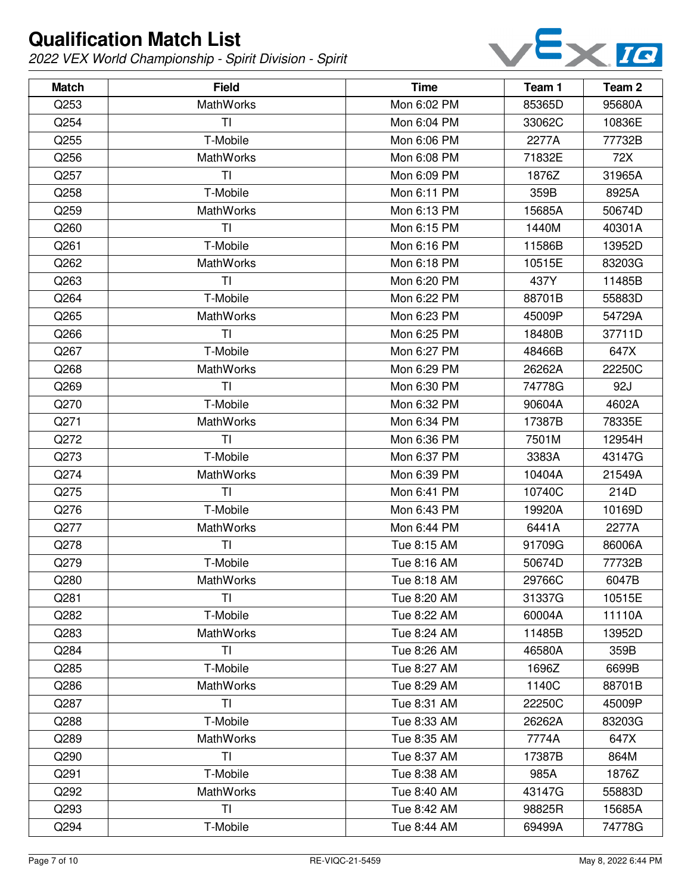# Qualification Match List

*2022 VEX World Championship - Spirit Division - Spirit*

| Match | Field | Time | Team 1 | Team 2 |
| --- | --- | --- | --- | --- |
| Q253 | MathWorks | Mon 6:02 PM | 85365D | 95680A |
| Q254 | TI | Mon 6:04 PM | 33062C | 10836E |
| Q255 | T-Mobile | Mon 6:06 PM | 2277A | 77732B |
| Q256 | MathWorks | Mon 6:08 PM | 71832E | 72X |
| Q257 | TI | Mon 6:09 PM | 1876Z | 31965A |
| Q258 | T-Mobile | Mon 6:11 PM | 359B | 8925A |
| Q259 | MathWorks | Mon 6:13 PM | 15685A | 50674D |
| Q260 | TI | Mon 6:15 PM | 1440M | 40301A |
| Q261 | T-Mobile | Mon 6:16 PM | 11586B | 13952D |
| Q262 | MathWorks | Mon 6:18 PM | 10515E | 83203G |
| Q263 | TI | Mon 6:20 PM | 437Y | 11485B |
| Q264 | T-Mobile | Mon 6:22 PM | 88701B | 55883D |
| Q265 | MathWorks | Mon 6:23 PM | 45009P | 54729A |
| Q266 | TI | Mon 6:25 PM | 18480B | 37711D |
| Q267 | T-Mobile | Mon 6:27 PM | 48466B | 647X |
| Q268 | MathWorks | Mon 6:29 PM | 26262A | 22250C |
| Q269 | TI | Mon 6:30 PM | 74778G | 92J |
| Q270 | T-Mobile | Mon 6:32 PM | 90604A | 4602A |
| Q271 | MathWorks | Mon 6:34 PM | 17387B | 78335E |
| Q272 | TI | Mon 6:36 PM | 7501M | 12954H |
| Q273 | T-Mobile | Mon 6:37 PM | 3383A | 43147G |
| Q274 | MathWorks | Mon 6:39 PM | 10404A | 21549A |
| Q275 | TI | Mon 6:41 PM | 10740C | 214D |
| Q276 | T-Mobile | Mon 6:43 PM | 19920A | 10169D |
| Q277 | MathWorks | Mon 6:44 PM | 6441A | 2277A |
| Q278 | TI | Tue 8:15 AM | 91709G | 86006A |
| Q279 | T-Mobile | Tue 8:16 AM | 50674D | 77732B |
| Q280 | MathWorks | Tue 8:18 AM | 29766C | 6047B |
| Q281 | TI | Tue 8:20 AM | 31337G | 10515E |
| Q282 | T-Mobile | Tue 8:22 AM | 60004A | 11110A |
| Q283 | MathWorks | Tue 8:24 AM | 11485B | 13952D |
| Q284 | TI | Tue 8:26 AM | 46580A | 359B |
| Q285 | T-Mobile | Tue 8:27 AM | 1696Z | 6699B |
| Q286 | MathWorks | Tue 8:29 AM | 1140C | 88701B |
| Q287 | TI | Tue 8:31 AM | 22250C | 45009P |
| Q288 | T-Mobile | Tue 8:33 AM | 26262A | 83203G |
| Q289 | MathWorks | Tue 8:35 AM | 7774A | 647X |
| Q290 | TI | Tue 8:37 AM | 17387B | 864M |
| Q291 | T-Mobile | Tue 8:38 AM | 985A | 1876Z |
| Q292 | MathWorks | Tue 8:40 AM | 43147G | 55883D |
| Q293 | TI | Tue 8:42 AM | 98825R | 15685A |
| Q294 | T-Mobile | Tue 8:44 AM | 69499A | 74778G |

RE-VIQC-21-5459 May 8, 2022 6:44 PM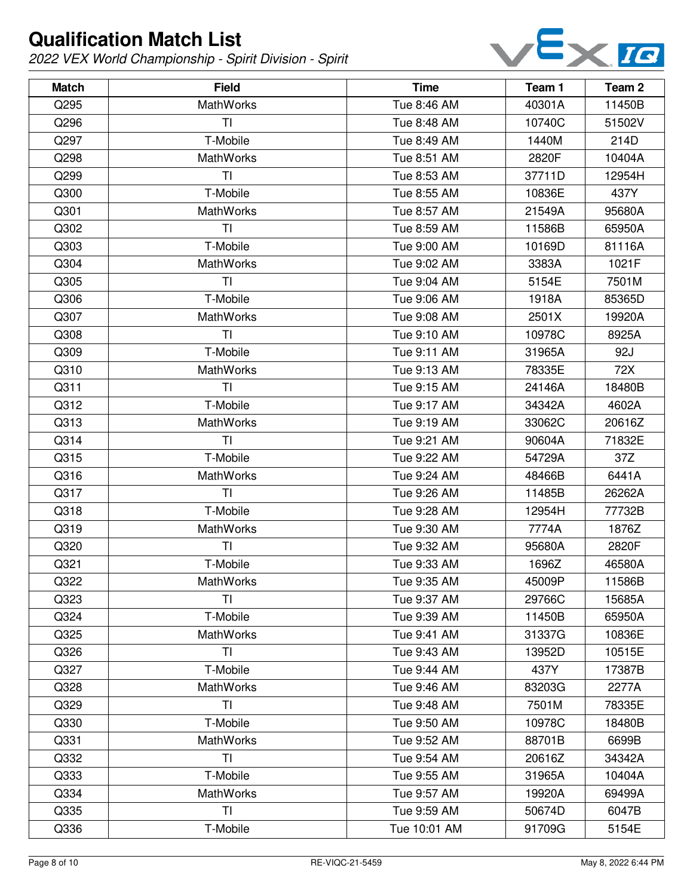# Qualification Match List

*2022 VEX World Championship - Spirit Division - Spirit*

| Match | Field | Time | Team 1 | Team 2 |
|---|---|---|---|---|
| Q295 | MathWorks | Tue 8:46 AM | 40301A | 11450B |
| Q296 | TI | Tue 8:48 AM | 10740C | 51502V |
| Q297 | T-Mobile | Tue 8:49 AM | 1440M | 214D |
| Q298 | MathWorks | Tue 8:51 AM | 2820F | 10404A |
| Q299 | TI | Tue 8:53 AM | 37711D | 12954H |
| Q300 | T-Mobile | Tue 8:55 AM | 10836E | 437Y |
| Q301 | MathWorks | Tue 8:57 AM | 21549A | 95680A |
| Q302 | TI | Tue 8:59 AM | 11586B | 65950A |
| Q303 | T-Mobile | Tue 9:00 AM | 10169D | 81116A |
| Q304 | MathWorks | Tue 9:02 AM | 3383A | 1021F |
| Q305 | TI | Tue 9:04 AM | 5154E | 7501M |
| Q306 | T-Mobile | Tue 9:06 AM | 1918A | 85365D |
| Q307 | MathWorks | Tue 9:08 AM | 2501X | 19920A |
| Q308 | TI | Tue 9:10 AM | 10978C | 8925A |
| Q309 | T-Mobile | Tue 9:11 AM | 31965A | 92J |
| Q310 | MathWorks | Tue 9:13 AM | 78335E | 72X |
| Q311 | TI | Tue 9:15 AM | 24146A | 18480B |
| Q312 | T-Mobile | Tue 9:17 AM | 34342A | 4602A |
| Q313 | MathWorks | Tue 9:19 AM | 33062C | 20616Z |
| Q314 | TI | Tue 9:21 AM | 90604A | 71832E |
| Q315 | T-Mobile | Tue 9:22 AM | 54729A | 37Z |
| Q316 | MathWorks | Tue 9:24 AM | 48466B | 6441A |
| Q317 | TI | Tue 9:26 AM | 11485B | 26262A |
| Q318 | T-Mobile | Tue 9:28 AM | 12954H | 77732B |
| Q319 | MathWorks | Tue 9:30 AM | 7774A | 1876Z |
| Q320 | TI | Tue 9:32 AM | 95680A | 2820F |
| Q321 | T-Mobile | Tue 9:33 AM | 1696Z | 46580A |
| Q322 | MathWorks | Tue 9:35 AM | 45009P | 11586B |
| Q323 | TI | Tue 9:37 AM | 29766C | 15685A |
| Q324 | T-Mobile | Tue 9:39 AM | 11450B | 65950A |
| Q325 | MathWorks | Tue 9:41 AM | 31337G | 10836E |
| Q326 | TI | Tue 9:43 AM | 13952D | 10515E |
| Q327 | T-Mobile | Tue 9:44 AM | 437Y | 17387B |
| Q328 | MathWorks | Tue 9:46 AM | 83203G | 2277A |
| Q329 | TI | Tue 9:48 AM | 7501M | 78335E |
| Q330 | T-Mobile | Tue 9:50 AM | 10978C | 18480B |
| Q331 | MathWorks | Tue 9:52 AM | 88701B | 6699B |
| Q332 | TI | Tue 9:54 AM | 20616Z | 34342A |
| Q333 | T-Mobile | Tue 9:55 AM | 31965A | 10404A |
| Q334 | MathWorks | Tue 9:57 AM | 19920A | 69499A |
| Q335 | TI | Tue 9:59 AM | 50674D | 6047B |
| Q336 | T-Mobile | Tue 10:01 AM | 91709G | 5154E |

RE-VIQC-21-5459 May 8, 2022 6:44 PM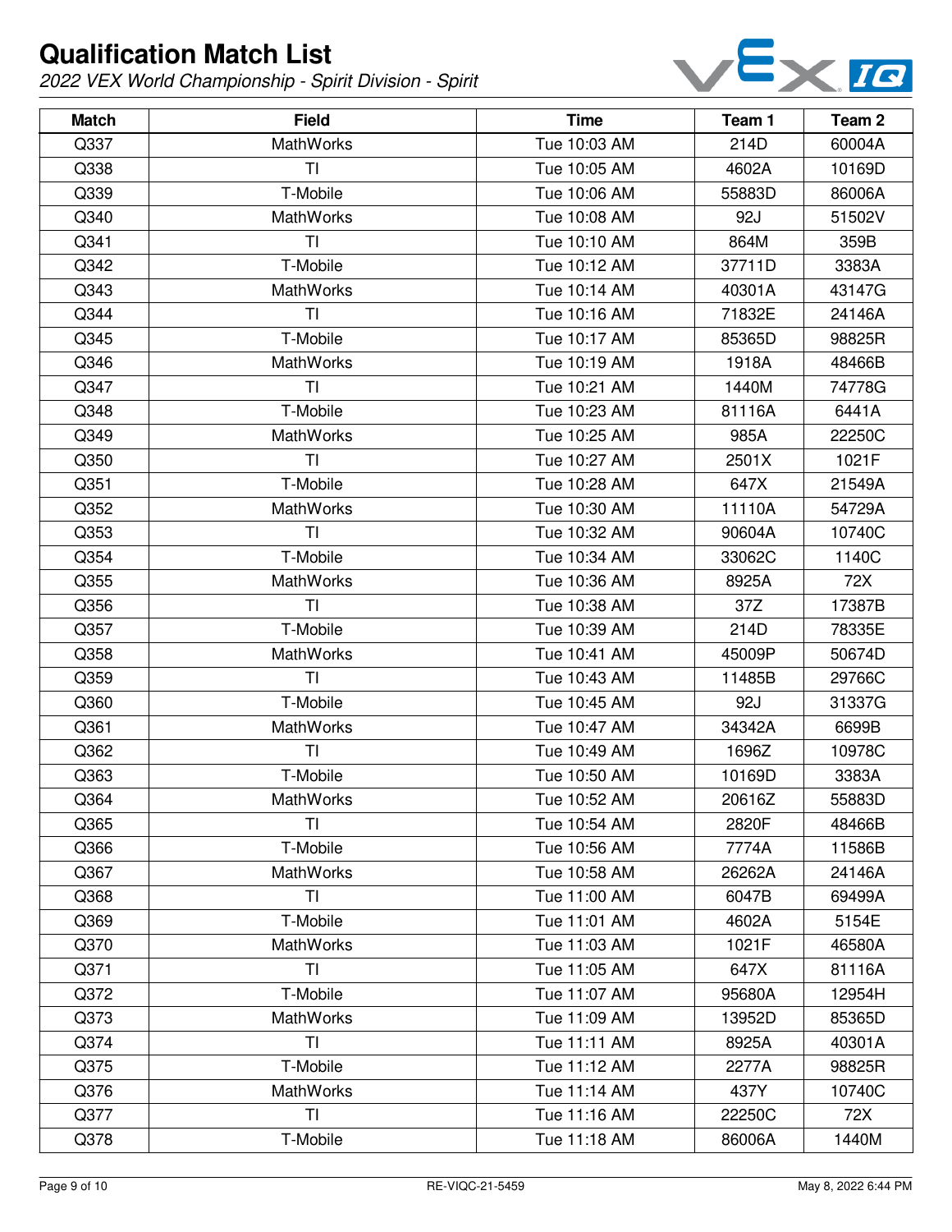# Qualification Match List

*2022 VEX World Championship - Spirit Division - Spirit*

| Match | Field | Time | Team 1 | Team 2 |
|---|---|---|---|---|
| Q337 | MathWorks | Tue 10:03 AM | 214D | 60004A |
| Q338 | TI | Tue 10:05 AM | 4602A | 10169D |
| Q339 | T-Mobile | Tue 10:06 AM | 55883D | 86006A |
| Q340 | MathWorks | Tue 10:08 AM | 92J | 51502V |
| Q341 | TI | Tue 10:10 AM | 864M | 359B |
| Q342 | T-Mobile | Tue 10:12 AM | 37711D | 3383A |
| Q343 | MathWorks | Tue 10:14 AM | 40301A | 43147G |
| Q344 | TI | Tue 10:16 AM | 71832E | 24146A |
| Q345 | T-Mobile | Tue 10:17 AM | 85365D | 98825R |
| Q346 | MathWorks | Tue 10:19 AM | 1918A | 48466B |
| Q347 | TI | Tue 10:21 AM | 1440M | 74778G |
| Q348 | T-Mobile | Tue 10:23 AM | 81116A | 6441A |
| Q349 | MathWorks | Tue 10:25 AM | 985A | 22250C |
| Q350 | TI | Tue 10:27 AM | 2501X | 1021F |
| Q351 | T-Mobile | Tue 10:28 AM | 647X | 21549A |
| Q352 | MathWorks | Tue 10:30 AM | 11110A | 54729A |
| Q353 | TI | Tue 10:32 AM | 90604A | 10740C |
| Q354 | T-Mobile | Tue 10:34 AM | 33062C | 1140C |
| Q355 | MathWorks | Tue 10:36 AM | 8925A | 72X |
| Q356 | TI | Tue 10:38 AM | 37Z | 17387B |
| Q357 | T-Mobile | Tue 10:39 AM | 214D | 78335E |
| Q358 | MathWorks | Tue 10:41 AM | 45009P | 50674D |
| Q359 | TI | Tue 10:43 AM | 11485B | 29766C |
| Q360 | T-Mobile | Tue 10:45 AM | 92J | 31337G |
| Q361 | MathWorks | Tue 10:47 AM | 34342A | 6699B |
| Q362 | TI | Tue 10:49 AM | 1696Z | 10978C |
| Q363 | T-Mobile | Tue 10:50 AM | 10169D | 3383A |
| Q364 | MathWorks | Tue 10:52 AM | 20616Z | 55883D |
| Q365 | TI | Tue 10:54 AM | 2820F | 48466B |
| Q366 | T-Mobile | Tue 10:56 AM | 7774A | 11586B |
| Q367 | MathWorks | Tue 10:58 AM | 26262A | 24146A |
| Q368 | TI | Tue 11:00 AM | 6047B | 69499A |
| Q369 | T-Mobile | Tue 11:01 AM | 4602A | 5154E |
| Q370 | MathWorks | Tue 11:03 AM | 1021F | 46580A |
| Q371 | TI | Tue 11:05 AM | 647X | 81116A |
| Q372 | T-Mobile | Tue 11:07 AM | 95680A | 12954H |
| Q373 | MathWorks | Tue 11:09 AM | 13952D | 85365D |
| Q374 | TI | Tue 11:11 AM | 8925A | 40301A |
| Q375 | T-Mobile | Tue 11:12 AM | 2277A | 98825R |
| Q376 | MathWorks | Tue 11:14 AM | 437Y | 10740C |
| Q377 | TI | Tue 11:16 AM | 22250C | 72X |
| Q378 | T-Mobile | Tue 11:18 AM | 86006A | 1440M |

RE-VIQC-21-5459

May 8, 2022 6:44 PM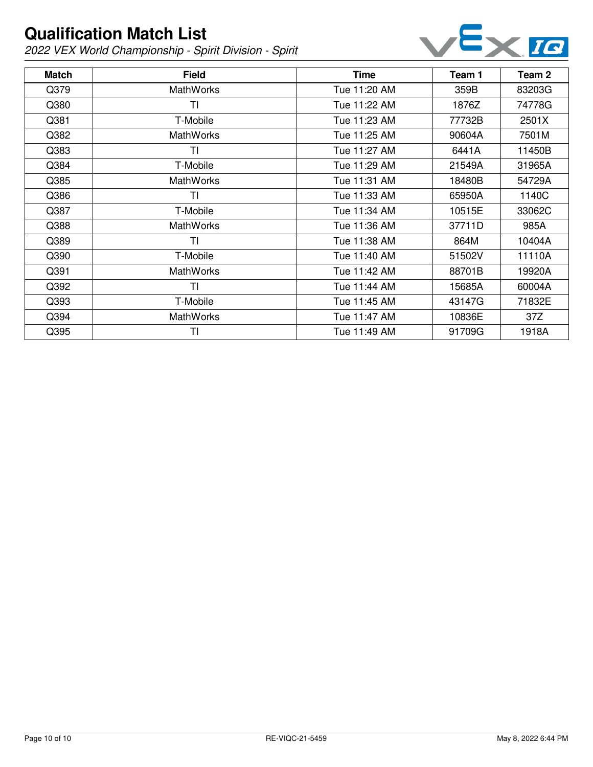# Qualification Match List

*2022 VEX World Championship - Spirit Division - Spirit*

| Match | Field | Time | Team 1 | Team 2 |
|---|---|---|---|---|
| Q379 | MathWorks | Tue 11:20 AM | 359B | 83203G |
| Q380 | TI | Tue 11:22 AM | 1876Z | 74778G |
| Q381 | T-Mobile | Tue 11:23 AM | 77732B | 2501X |
| Q382 | MathWorks | Tue 11:25 AM | 90604A | 7501M |
| Q383 | TI | Tue 11:27 AM | 6441A | 11450B |
| Q384 | T-Mobile | Tue 11:29 AM | 21549A | 31965A |
| Q385 | MathWorks | Tue 11:31 AM | 18480B | 54729A |
| Q386 | TI | Tue 11:33 AM | 65950A | 1140C |
| Q387 | T-Mobile | Tue 11:34 AM | 10515E | 33062C |
| Q388 | MathWorks | Tue 11:36 AM | 37711D | 985A |
| Q389 | TI | Tue 11:38 AM | 864M | 10404A |
| Q390 | T-Mobile | Tue 11:40 AM | 51502V | 11110A |
| Q391 | MathWorks | Tue 11:42 AM | 88701B | 19920A |
| Q392 | TI | Tue 11:44 AM | 15685A | 60004A |
| Q393 | T-Mobile | Tue 11:45 AM | 43147G | 71832E |
| Q394 | MathWorks | Tue 11:47 AM | 10836E | 37Z |
| Q395 | TI | Tue 11:49 AM | 91709G | 1918A |

RE-VIQC-21-5459

May 8, 2022 6:44 PM